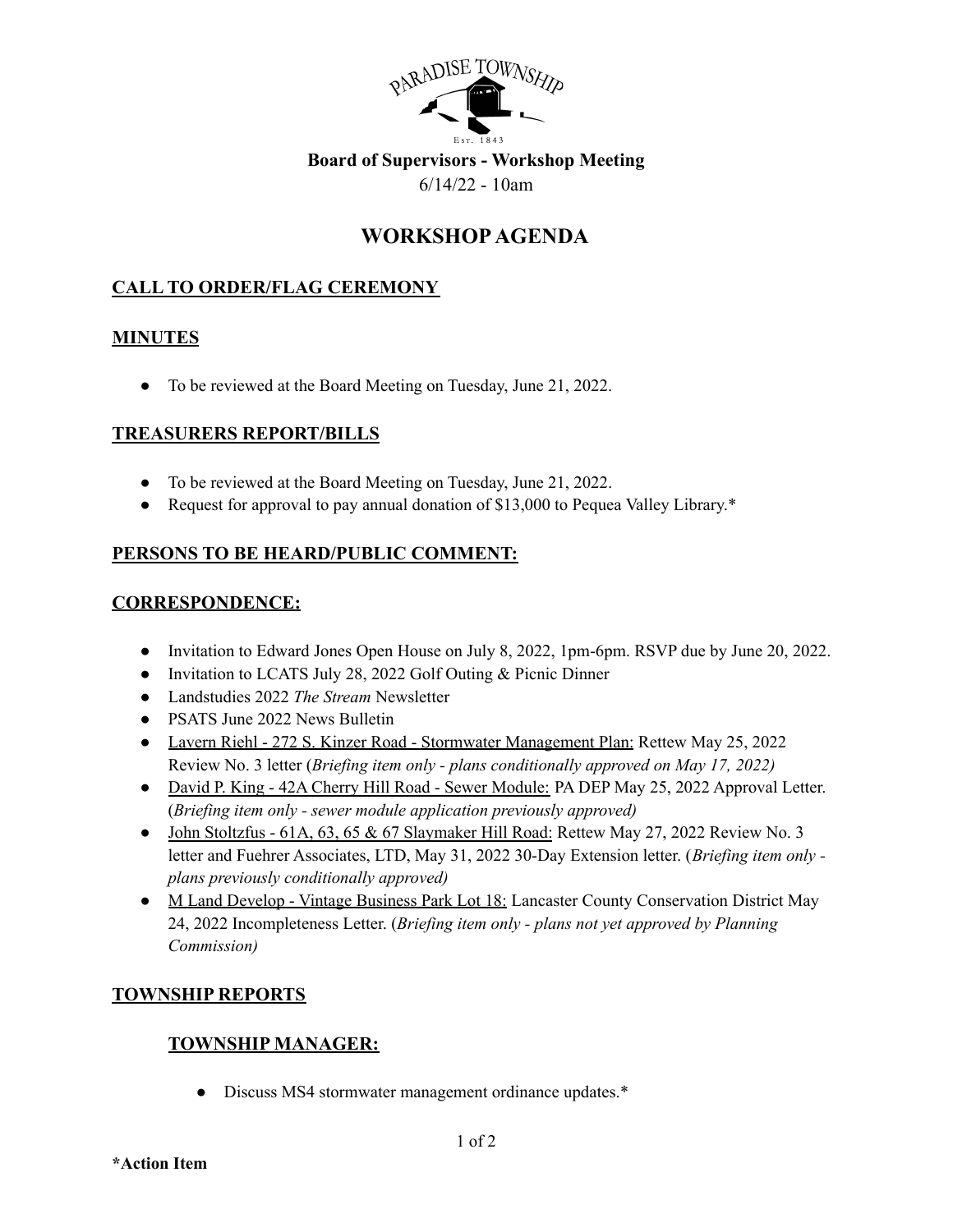PARADISE TOWNSHIP
EST. 1843

**Board of Supervisors - Workshop Meeting**

6/14/22 - 10am

# WORKSHOP AGENDA

## CALL TO ORDER/FLAG CEREMONY

## MINUTES

- To be reviewed at the Board Meeting on Tuesday, June 21, 2022.

## TREASURERS REPORT/BILLS

- To be reviewed at the Board Meeting on Tuesday, June 21, 2022.
- Request for approval to pay annual donation of $13,000 to Pequea Valley Library.*

## PERSONS TO BE HEARD/PUBLIC COMMENT:

## CORRESPONDENCE:

- Invitation to Edward Jones Open House on July 8, 2022, 1pm-6pm. RSVP due by June 20, 2022.
- Invitation to LCATS July 28, 2022 Golf Outing & Picnic Dinner
- Landstudies 2022 *The Stream* Newsletter
- PSATS June 2022 News Bulletin
- Lavern Riehl - 272 S. Kinzer Road - Stormwater Management Plan: Rettew May 25, 2022 Review No. 3 letter (*Briefing item only - plans conditionally approved on May 17, 2022)*
- David P. King - 42A Cherry Hill Road - Sewer Module: PA DEP May 25, 2022 Approval Letter. (*Briefing item only - sewer module application previously approved)*
- John Stoltzfus - 61A, 63, 65 & 67 Slaymaker Hill Road: Rettew May 27, 2022 Review No. 3 letter and Fuehrer Associates, LTD, May 31, 2022 30-Day Extension letter. (*Briefing item only - plans previously conditionally approved)*
- M Land Develop - Vintage Business Park Lot 18: Lancaster County Conservation District May 24, 2022 Incompleteness Letter. (*Briefing item only - plans not yet approved by Planning Commission)*

## TOWNSHIP REPORTS

### TOWNSHIP MANAGER:

- Discuss MS4 stormwater management ordinance updates.*

**\*Action Item**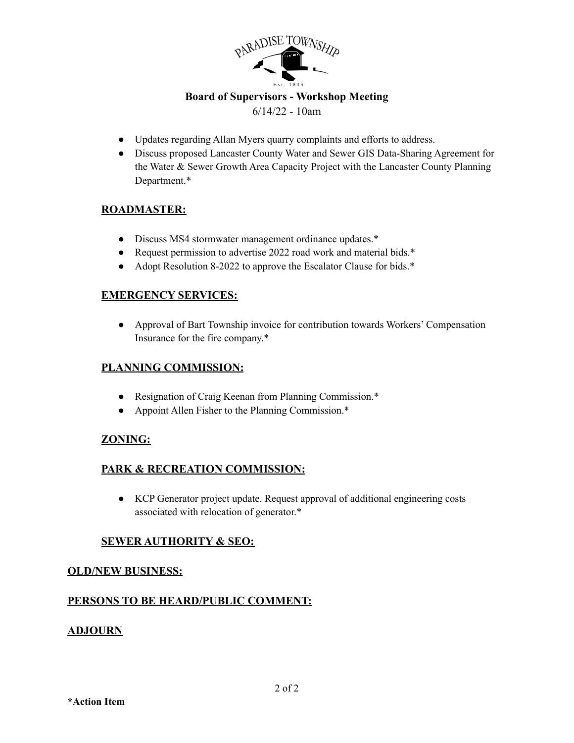**Board of Supervisors - Workshop Meeting**

6/14/22 - 10am

- Updates regarding Allan Myers quarry complaints and efforts to address.
- Discuss proposed Lancaster County Water and Sewer GIS Data-Sharing Agreement for the Water & Sewer Growth Area Capacity Project with the Lancaster County Planning Department.*

## ROADMASTER:

- Discuss MS4 stormwater management ordinance updates.*
- Request permission to advertise 2022 road work and material bids.*
- Adopt Resolution 8-2022 to approve the Escalator Clause for bids.*

## EMERGENCY SERVICES:

- Approval of Bart Township invoice for contribution towards Workers' Compensation Insurance for the fire company.*

## PLANNING COMMISSION:

- Resignation of Craig Keenan from Planning Commission.*
- Appoint Allen Fisher to the Planning Commission.*

## ZONING:

## PARK & RECREATION COMMISSION:

- KCP Generator project update. Request approval of additional engineering costs associated with relocation of generator.*

## SEWER AUTHORITY & SEO:

## OLD/NEW BUSINESS:

## PERSONS TO BE HEARD/PUBLIC COMMENT:

## ADJOURN

***Action Item**